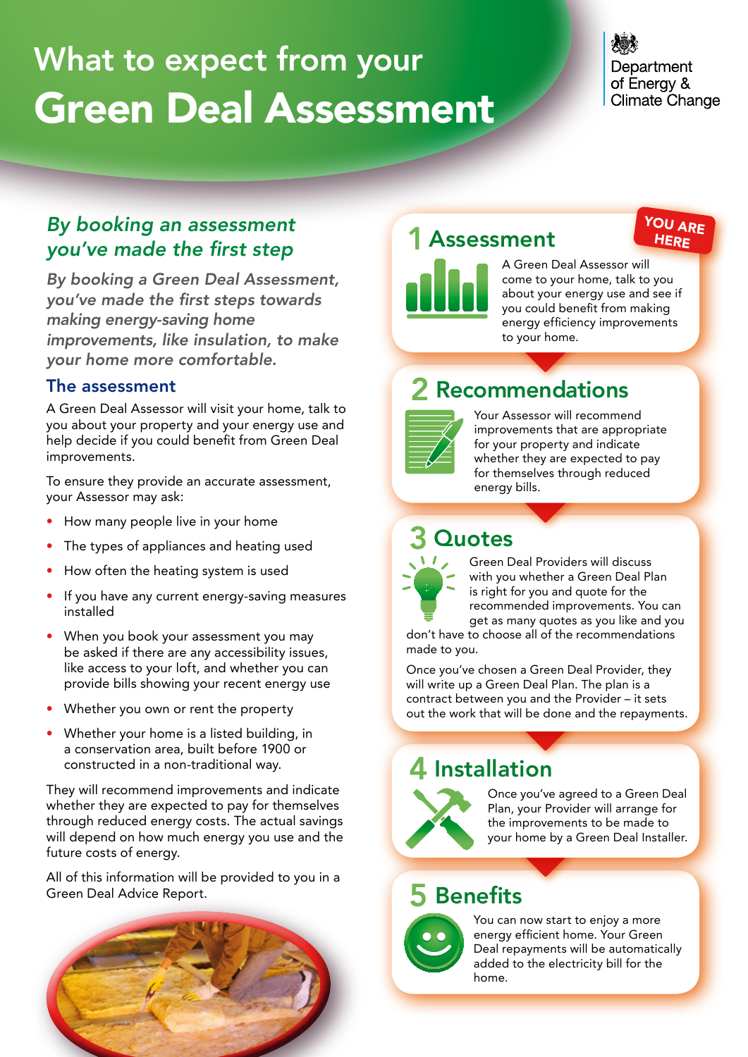# What to expect from your Green Deal Assessment

Department of Energy & Climate Change

## *By booking an assessment you've made the first step*

***By booking a Green Deal Assessment, you've made the first steps towards making energy-saving home improvements, like insulation, to make your home more comfortable.***

### The assessment

A Green Deal Assessor will visit your home, talk to you about your property and your energy use and help decide if you could benefit from Green Deal improvements.

To ensure they provide an accurate assessment, your Assessor may ask:

- How many people live in your home
- The types of appliances and heating used
- How often the heating system is used
- If you have any current energy-saving measures installed
- When you book your assessment you may be asked if there are any accessibility issues, like access to your loft, and whether you can provide bills showing your recent energy use
- Whether you own or rent the property
- Whether your home is a listed building, in a conservation area, built before 1900 or constructed in a non-traditional way.

They will recommend improvements and indicate whether they are expected to pay for themselves through reduced energy costs. The actual savings will depend on how much energy you use and the future costs of energy.

All of this information will be provided to you in a Green Deal Advice Report.

## 1 Assessment

YOU ARE HERE

A Green Deal Assessor will come to your home, talk to you about your energy use and see if you could benefit from making energy efficiency improvements to your home.

## 2 Recommendations

Your Assessor will recommend improvements that are appropriate for your property and indicate whether they are expected to pay for themselves through reduced energy bills.

## 3 Quotes

Green Deal Providers will discuss with you whether a Green Deal Plan is right for you and quote for the recommended improvements. You can get as many quotes as you like and you don't have to choose all of the recommendations made to you.

Once you've chosen a Green Deal Provider, they will write up a Green Deal Plan. The plan is a contract between you and the Provider – it sets out the work that will be done and the repayments.

## 4 Installation

Once you've agreed to a Green Deal Plan, your Provider will arrange for the improvements to be made to your home by a Green Deal Installer.

## 5 Benefits

You can now start to enjoy a more energy efficient home. Your Green Deal repayments will be automatically added to the electricity bill for the home.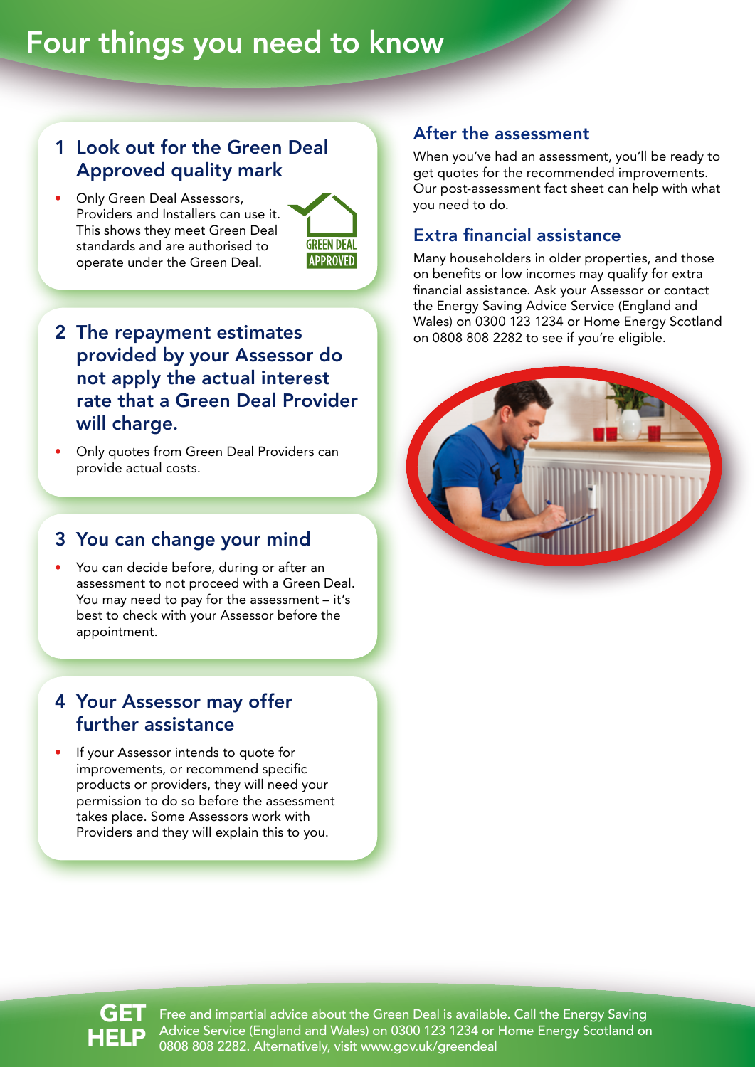# Four things you need to know

## 1 Look out for the Green Deal Approved quality mark

- Only Green Deal Assessors, Providers and Installers can use it. This shows they meet Green Deal standards and are authorised to operate under the Green Deal.

GREEN DEAL APPROVED

## 2 The repayment estimates provided by your Assessor do not apply the actual interest rate that a Green Deal Provider will charge.

- Only quotes from Green Deal Providers can provide actual costs.

## 3 You can change your mind

- You can decide before, during or after an assessment to not proceed with a Green Deal. You may need to pay for the assessment – it's best to check with your Assessor before the appointment.

## 4 Your Assessor may offer further assistance

- If your Assessor intends to quote for improvements, or recommend specific products or providers, they will need your permission to do so before the assessment takes place. Some Assessors work with Providers and they will explain this to you.

### After the assessment

When you've had an assessment, you'll be ready to get quotes for the recommended improvements. Our post-assessment fact sheet can help with what you need to do.

### Extra financial assistance

Many householders in older properties, and those on benefits or low incomes may qualify for extra financial assistance. Ask your Assessor or contact the Energy Saving Advice Service (England and Wales) on 0300 123 1234 or Home Energy Scotland on 0808 808 2282 to see if you're eligible.

**GET HELP** Free and impartial advice about the Green Deal is available. Call the Energy Saving Advice Service (England and Wales) on 0300 123 1234 or Home Energy Scotland on 0808 808 2282. Alternatively, visit www.gov.uk/greendeal